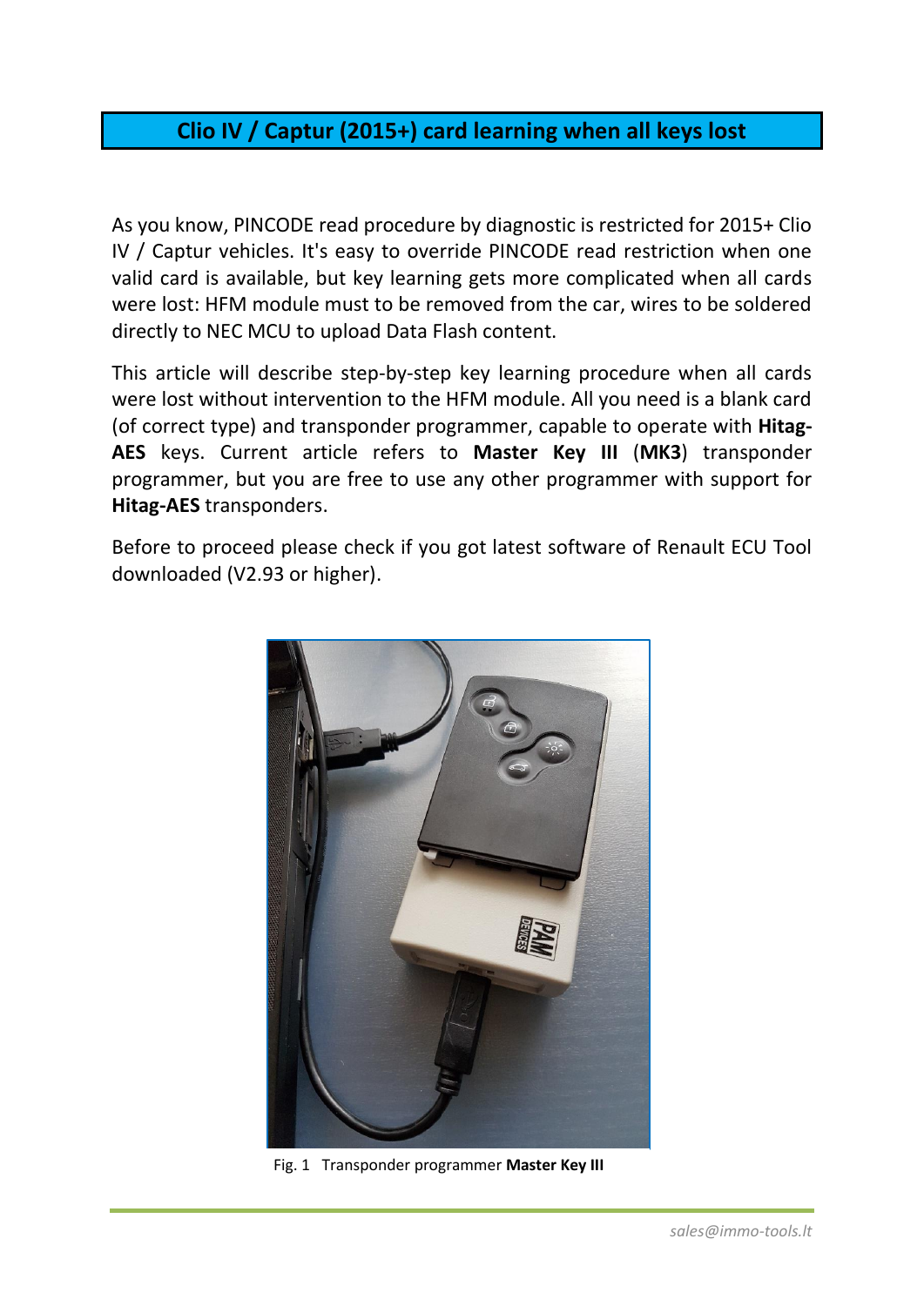# Clio IV / Captur (2015+) card learning when all keys lost

As you know, PINCODE read procedure by diagnostic is restricted for 2015+ Clio IV / Captur vehicles. It's easy to override PINCODE read restriction when one valid card is available, but key learning gets more complicated when all cards were lost: HFM module must to be removed from the car, wires to be soldered directly to NEC MCU to upload Data Flash content.

This article will describe step-by-step key learning procedure when all cards were lost without intervention to the HFM module. All you need is a blank card (of correct type) and transponder programmer, capable to operate with **Hitag-AES** keys. Current article refers to **Master Key III** (**MK3**) transponder programmer, but you are free to use any other programmer with support for **Hitag-AES** transponders.

Before to proceed please check if you got latest software of Renault ECU Tool downloaded (V2.93 or higher).

Fig. 1 Transponder programmer **Master Key III**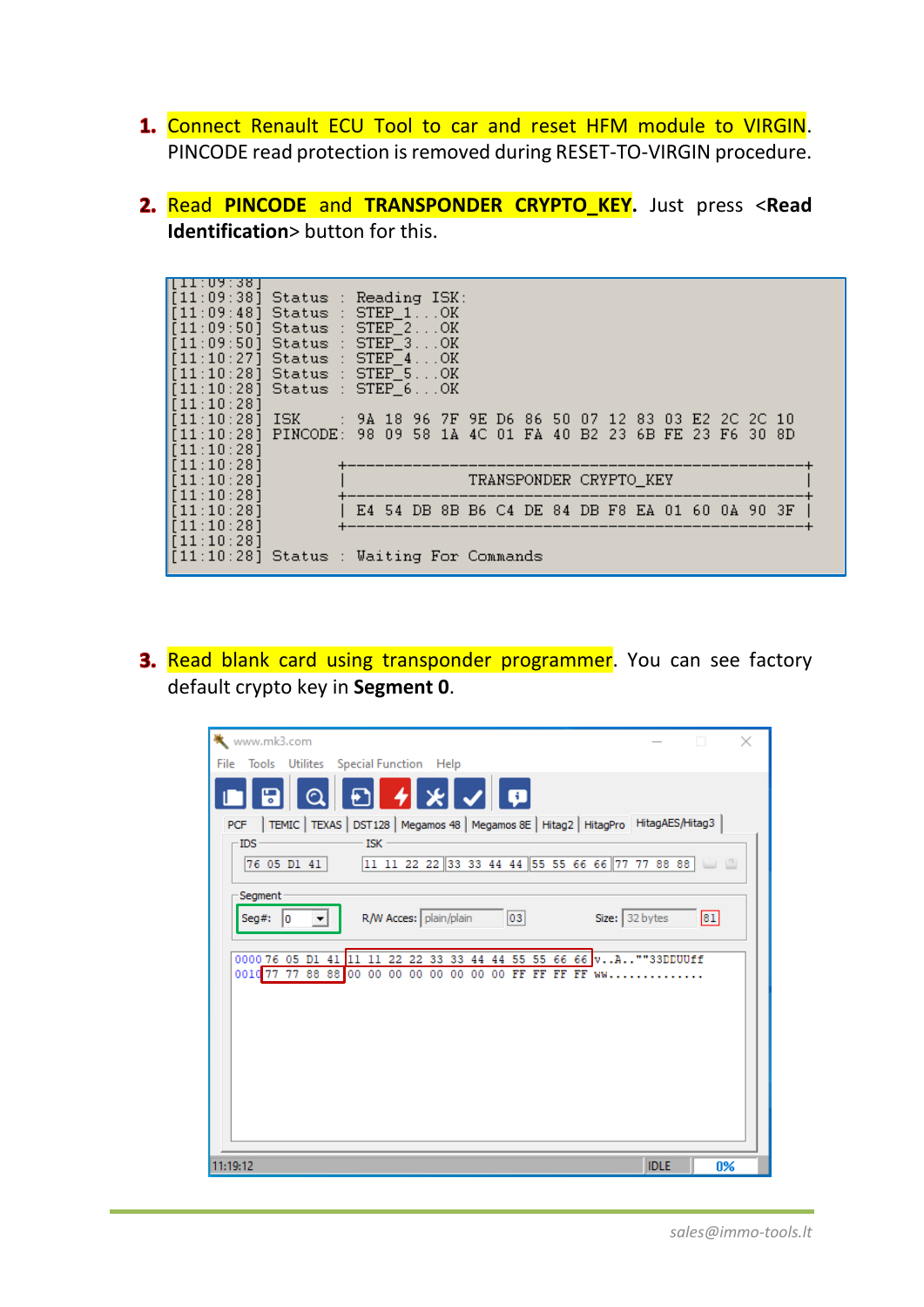1. Connect Renault ECU Tool to car and reset HFM module to VIRGIN. PINCODE read protection is removed during RESET-TO-VIRGIN procedure.

2. Read **PINCODE** and **TRANSPONDER CRYPTO_KEY**. Just press <**Read Identification**> button for this.

```
[11:09:38]
[11:09:38] Status : Reading ISK:
[11:09:48] Status : STEP_1...OK
[11:09:50] Status : STEP_2...OK
[11:09:50] Status : STEP_3...OK
[11:10:27] Status : STEP_4...OK
[11:10:28] Status : STEP_5...OK
[11:10:28] Status : STEP_6...OK
[11:10:28]
[11:10:28] ISK    : 9A 18 96 7F 9E D6 86 50 07 12 83 03 E2 2C 2C 10
[11:10:28] PINCODE: 98 09 58 1A 4C 01 FA 40 B2 23 6B FE 23 F6 30 8D
[11:10:28]
[11:10:28]        +-----------------------------------------------+
[11:10:28]        |          TRANSPONDER CRYPTO_KEY                |
[11:10:28]        +-----------------------------------------------+
[11:10:28]        | E4 54 DB 8B B6 C4 DE 84 DB F8 EA 01 60 0A 90 3F |
[11:10:28]        +-----------------------------------------------+
[11:10:28]
[11:10:28] Status : Waiting For Commands
```

3. Read blank card using transponder programmer. You can see factory default crypto key in **Segment 0**.

```
www.mk3.com
File  Tools  Utilites  Special Function  Help
PCF | TEMIC | TEXAS | DST128 | Megamos 48 | Megamos 8E | Hitag2 | HitagPro | HitagAES/Hitag3
IDS: 76 05 D1 41    ISK: 11 11 22 22 | 33 33 44 44 | 55 55 66 66 | 77 77 88 88
Segment
Seg#: 0    R/W Acces: plain/plain  03    Size: 32 bytes  81

0000 76 05 D1 41 11 11 22 22 33 33 44 44 55 55 66 66 v..A..""33DDUUff
0010 77 77 88 88 00 00 00 00 00 00 00 00 FF FF FF FF ww..............

11:19:12                                   IDLE   0%
```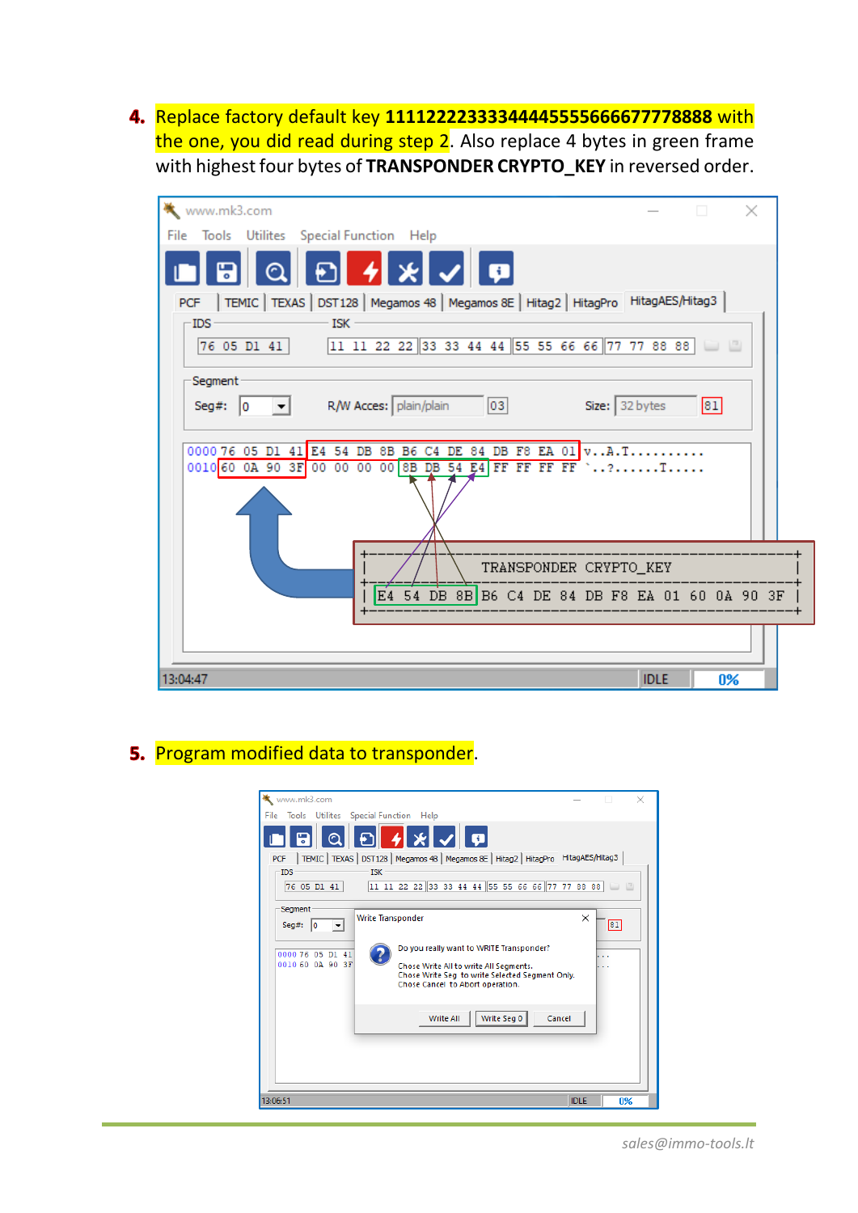4. Replace factory default key **11112222333344445555666677778888** with the one, you did read during step 2. Also replace 4 bytes in green frame with highest four bytes of **TRANSPONDER CRYPTO_KEY** in reversed order.

5. Program modified data to transponder.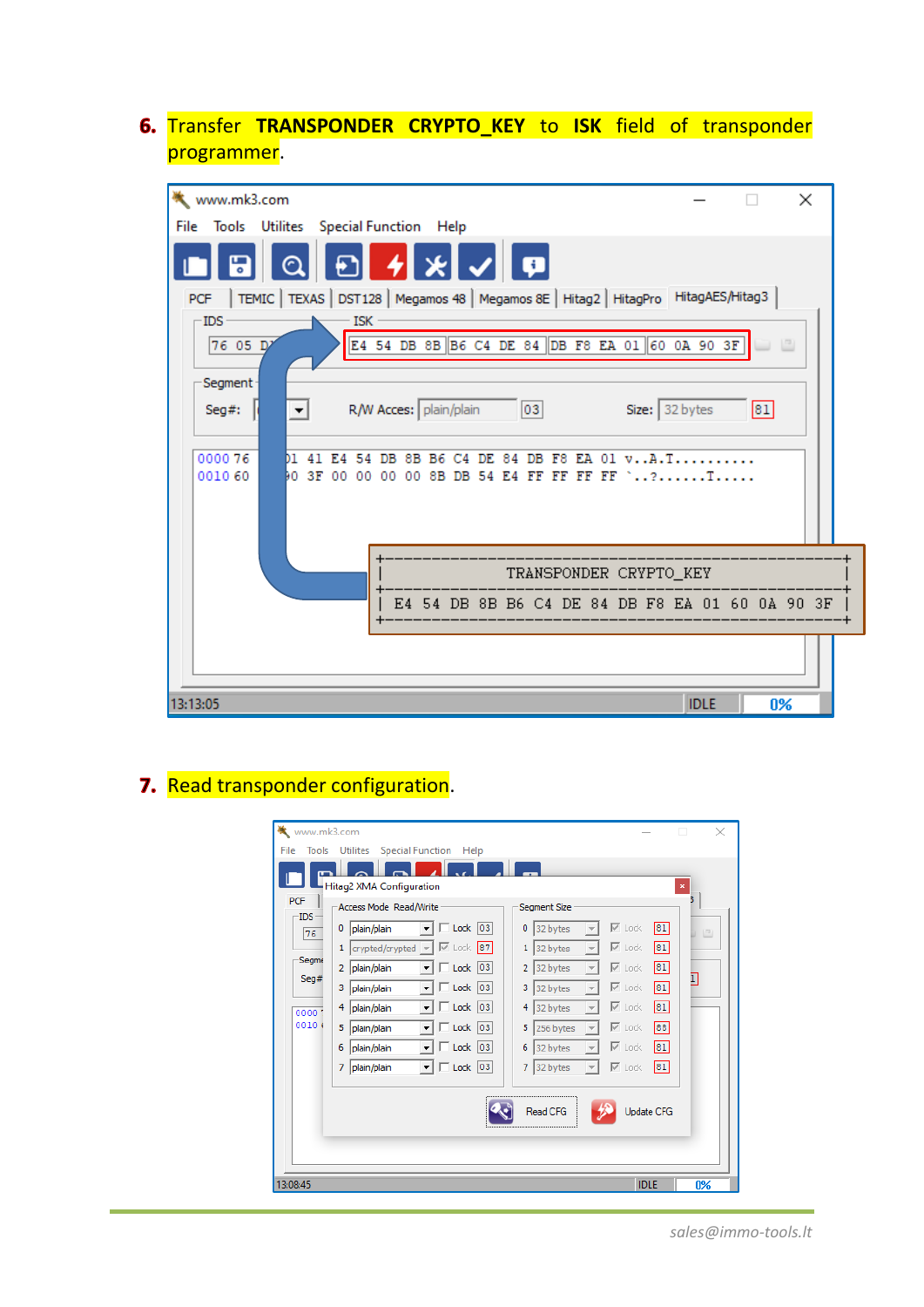6. Transfer **TRANSPONDER CRYPTO_KEY** to **ISK** field of transponder programmer.

```
+----------------------------------------------------+
|                TRANSPONDER CRYPTO_KEY               |
+----------------------------------------------------+
| E4 54 DB 8B B6 C4 DE 84 DB F8 EA 01 60 0A 90 3F |
+----------------------------------------------------+
```

7. Read transponder configuration.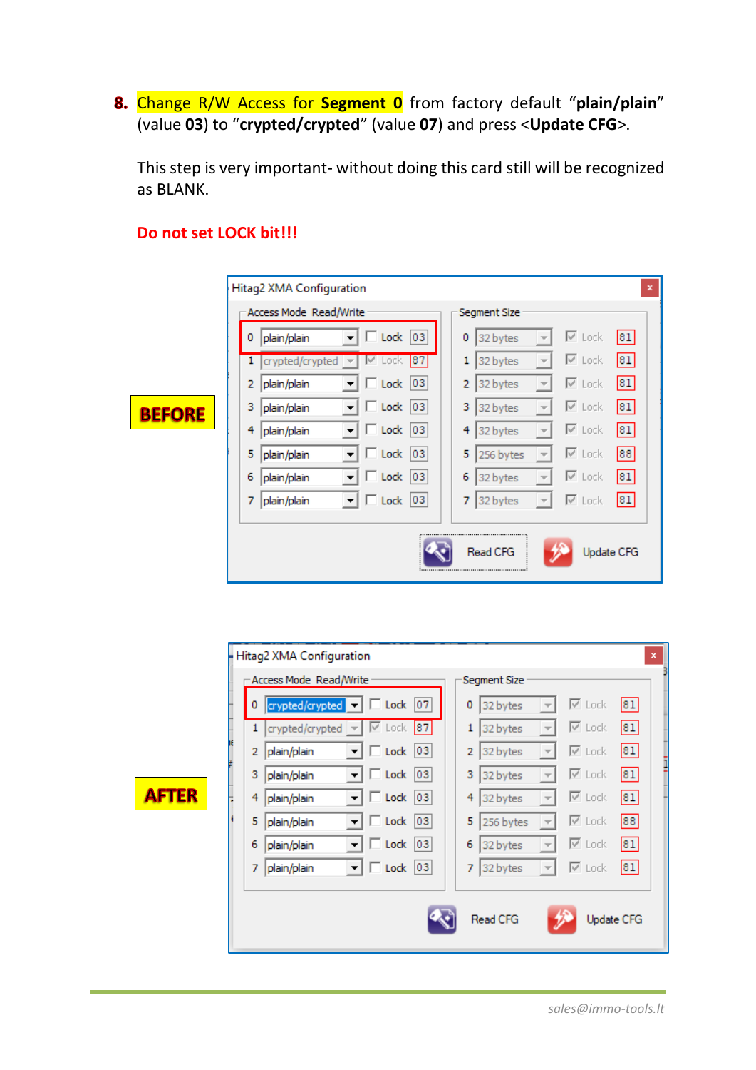8. Change R/W Access for **Segment 0** from factory default "**plain/plain**" (value **03**) to "**crypted/crypted**" (value **07**) and press <**Update CFG**>.

   This step is very important- without doing this card still will be recognized as BLANK.

   **Do not set LOCK bit!!!**

**BEFORE**

Hitag2 XMA Configuration

| Access Mode Read/Write | | | | Segment Size | | | |
|---|---|---|---|---|---|---|---|
| 0 | plain/plain | Lock | 03 | 0 | 32 bytes | Lock | 81 |
| 1 | crypted/crypted | Lock | 87 | 1 | 32 bytes | Lock | 81 |
| 2 | plain/plain | Lock | 03 | 2 | 32 bytes | Lock | 81 |
| 3 | plain/plain | Lock | 03 | 3 | 32 bytes | Lock | 81 |
| 4 | plain/plain | Lock | 03 | 4 | 32 bytes | Lock | 81 |
| 5 | plain/plain | Lock | 03 | 5 | 256 bytes | Lock | 88 |
| 6 | plain/plain | Lock | 03 | 6 | 32 bytes | Lock | 81 |
| 7 | plain/plain | Lock | 03 | 7 | 32 bytes | Lock | 81 |

Read CFG    Update CFG

**AFTER**

Hitag2 XMA Configuration

| Access Mode Read/Write | | | | Segment Size | | | |
|---|---|---|---|---|---|---|---|
| 0 | crypted/crypted | Lock | 07 | 0 | 32 bytes | Lock | 81 |
| 1 | crypted/crypted | Lock | 87 | 1 | 32 bytes | Lock | 81 |
| 2 | plain/plain | Lock | 03 | 2 | 32 bytes | Lock | 81 |
| 3 | plain/plain | Lock | 03 | 3 | 32 bytes | Lock | 81 |
| 4 | plain/plain | Lock | 03 | 4 | 32 bytes | Lock | 81 |
| 5 | plain/plain | Lock | 03 | 5 | 256 bytes | Lock | 88 |
| 6 | plain/plain | Lock | 03 | 6 | 32 bytes | Lock | 81 |
| 7 | plain/plain | Lock | 03 | 7 | 32 bytes | Lock | 81 |

Read CFG    Update CFG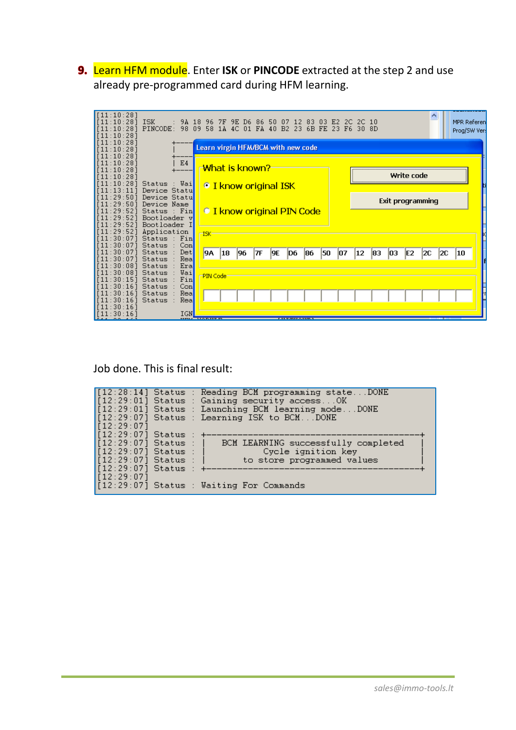9. Learn HFM module. Enter **ISK** or **PINCODE** extracted at the step 2 and use already pre-programmed card during HFM learning.

```
[11:10:28]
[11:10:28] ISK     :  9A 18 96 7F 9E D6 86 50 07 12 83 03 E2 2C 2C 10
[11:10:28] PINCODE:  98 09 58 1A 4C 01 FA 40 B2 23 6B FE 23 F6 30 8D
```

Learn virgin HFM/BCM with new code

What is known?

- I know original ISK
- I know original PIN Code

Write code

Exit programming

ISK: 9A 18 96 7F 9E D6 86 50 07 12 83 03 E2 2C 2C 10

PIN Code

Job done. This is final result:

```
[12:28:14] Status : Reading BCM programming state...DONE
[12:29:01] Status : Gaining security access...OK
[12:29:01] Status : Launching BCM learning mode...DONE
[12:29:07] Status : Learning ISK to BCM...DONE
[12:29:07]
[12:29:07] Status : +----------------------------------------+
[12:29:07] Status : |  BCM LEARNING successfully completed   |
[12:29:07] Status : |          Cycle ignition key            |
[12:29:07] Status : |      to store programmed values        |
[12:29:07] Status : +----------------------------------------+
[12:29:07]
[12:29:07] Status : Waiting For Commands
```

*sales@immo-tools.lt*